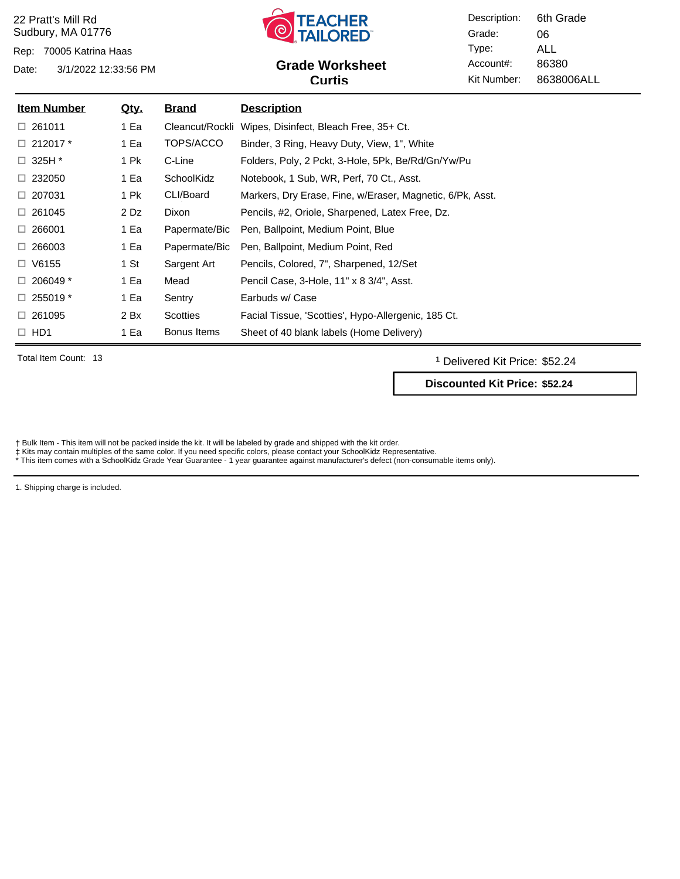22 Pratt's Mill Rd
Sudbury, MA 01776

Rep: 70005 Katrina Haas

Date: 3/1/2022 12:33:56 PM

TEACHER TAILORED

## Grade Worksheet
**Curtis**

Description: 6th Grade
Grade: 06
Type: ALL
Account#: 86380
Kit Number: 8638006ALL

| Item Number | Qty. | Brand | Description |
|---|---|---|---|
| ☐ 261011 | 1 Ea | Cleancut/Rockli | Wipes, Disinfect, Bleach Free, 35+ Ct. |
| ☐ 212017 * | 1 Ea | TOPS/ACCO | Binder, 3 Ring, Heavy Duty, View, 1", White |
| ☐ 325H * | 1 Pk | C-Line | Folders, Poly, 2 Pckt, 3-Hole, 5Pk, Be/Rd/Gn/Yw/Pu |
| ☐ 232050 | 1 Ea | SchoolKidz | Notebook, 1 Sub, WR, Perf, 70 Ct., Asst. |
| ☐ 207031 | 1 Pk | CLI/Board | Markers, Dry Erase, Fine, w/Eraser, Magnetic, 6/Pk, Asst. |
| ☐ 261045 | 2 Dz | Dixon | Pencils, #2, Oriole, Sharpened, Latex Free, Dz. |
| ☐ 266001 | 1 Ea | Papermate/Bic | Pen, Ballpoint, Medium Point, Blue |
| ☐ 266003 | 1 Ea | Papermate/Bic | Pen, Ballpoint, Medium Point, Red |
| ☐ V6155 | 1 St | Sargent Art | Pencils, Colored, 7", Sharpened, 12/Set |
| ☐ 206049 * | 1 Ea | Mead | Pencil Case, 3-Hole, 11" x 8 3/4", Asst. |
| ☐ 255019 * | 1 Ea | Sentry | Earbuds w/ Case |
| ☐ 261095 | 2 Bx | Scotties | Facial Tissue, 'Scotties', Hypo-Allergenic, 185 Ct. |
| ☐ HD1 | 1 Ea | Bonus Items | Sheet of 40 blank labels (Home Delivery) |

Total Item Count: 13

[1] Delivered Kit Price: $52.24

**Discounted Kit Price: $52.24**

† Bulk Item - This item will not be packed inside the kit. It will be labeled by grade and shipped with the kit order.
‡ Kits may contain multiples of the same color. If you need specific colors, please contact your SchoolKidz Representative.
* This item comes with a SchoolKidz Grade Year Guarantee - 1 year guarantee against manufacturer's defect (non-consumable items only).

1. Shipping charge is included.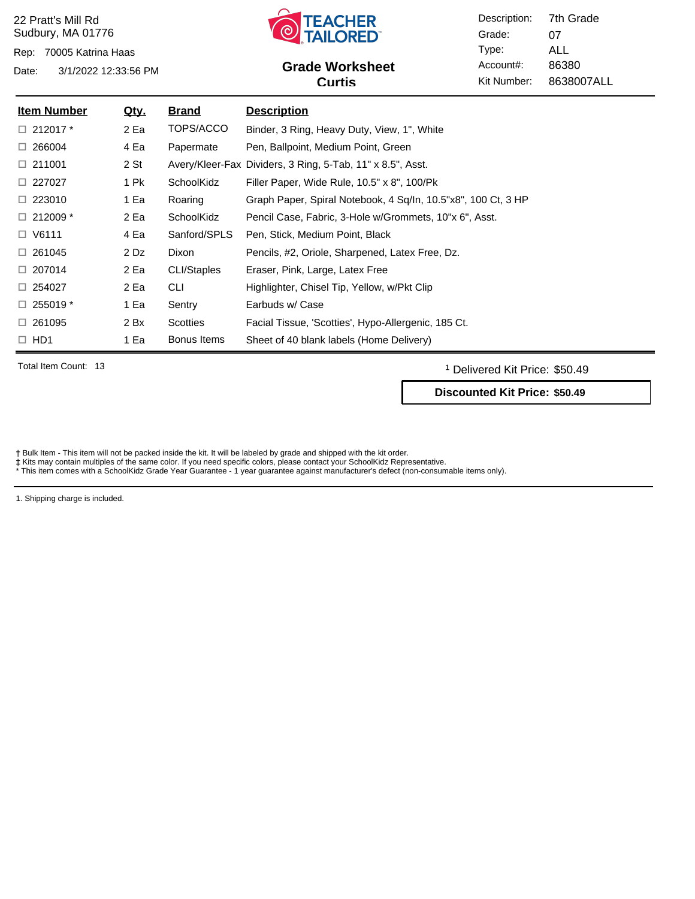22 Pratt's Mill Rd
Sudbury, MA 01776

Rep: 70005 Katrina Haas

Date: 3/1/2022 12:33:56 PM

TEACHER TAILORED

## Grade Worksheet
## Curtis

Description: 7th Grade
Grade: 07
Type: ALL
Account#: 86380
Kit Number: 8638007ALL

| Item Number | Qty. | Brand | Description |
|---|---|---|---|
| ☐ 212017 * | 2 Ea | TOPS/ACCO | Binder, 3 Ring, Heavy Duty, View, 1", White |
| ☐ 266004 | 4 Ea | Papermate | Pen, Ballpoint, Medium Point, Green |
| ☐ 211001 | 2 St | Avery/Kleer-Fax | Dividers, 3 Ring, 5-Tab, 11" x 8.5", Asst. |
| ☐ 227027 | 1 Pk | SchoolKidz | Filler Paper, Wide Rule, 10.5" x 8", 100/Pk |
| ☐ 223010 | 1 Ea | Roaring | Graph Paper, Spiral Notebook, 4 Sq/In, 10.5"x8", 100 Ct, 3 HP |
| ☐ 212009 * | 2 Ea | SchoolKidz | Pencil Case, Fabric, 3-Hole w/Grommets, 10"x 6", Asst. |
| ☐ V6111 | 4 Ea | Sanford/SPLS | Pen, Stick, Medium Point, Black |
| ☐ 261045 | 2 Dz | Dixon | Pencils, #2, Oriole, Sharpened, Latex Free, Dz. |
| ☐ 207014 | 2 Ea | CLI/Staples | Eraser, Pink, Large, Latex Free |
| ☐ 254027 | 2 Ea | CLI | Highlighter, Chisel Tip, Yellow, w/Pkt Clip |
| ☐ 255019 * | 1 Ea | Sentry | Earbuds w/ Case |
| ☐ 261095 | 2 Bx | Scotties | Facial Tissue, 'Scotties', Hypo-Allergenic, 185 Ct. |
| ☐ HD1 | 1 Ea | Bonus Items | Sheet of 40 blank labels (Home Delivery) |

Total Item Count: 13

[1] Delivered Kit Price: $50.49

**Discounted Kit Price: $50.49**

† Bulk Item - This item will not be packed inside the kit. It will be labeled by grade and shipped with the kit order.
‡ Kits may contain multiples of the same color. If you need specific colors, please contact your SchoolKidz Representative.
* This item comes with a SchoolKidz Grade Year Guarantee - 1 year guarantee against manufacturer's defect (non-consumable items only).

1. Shipping charge is included.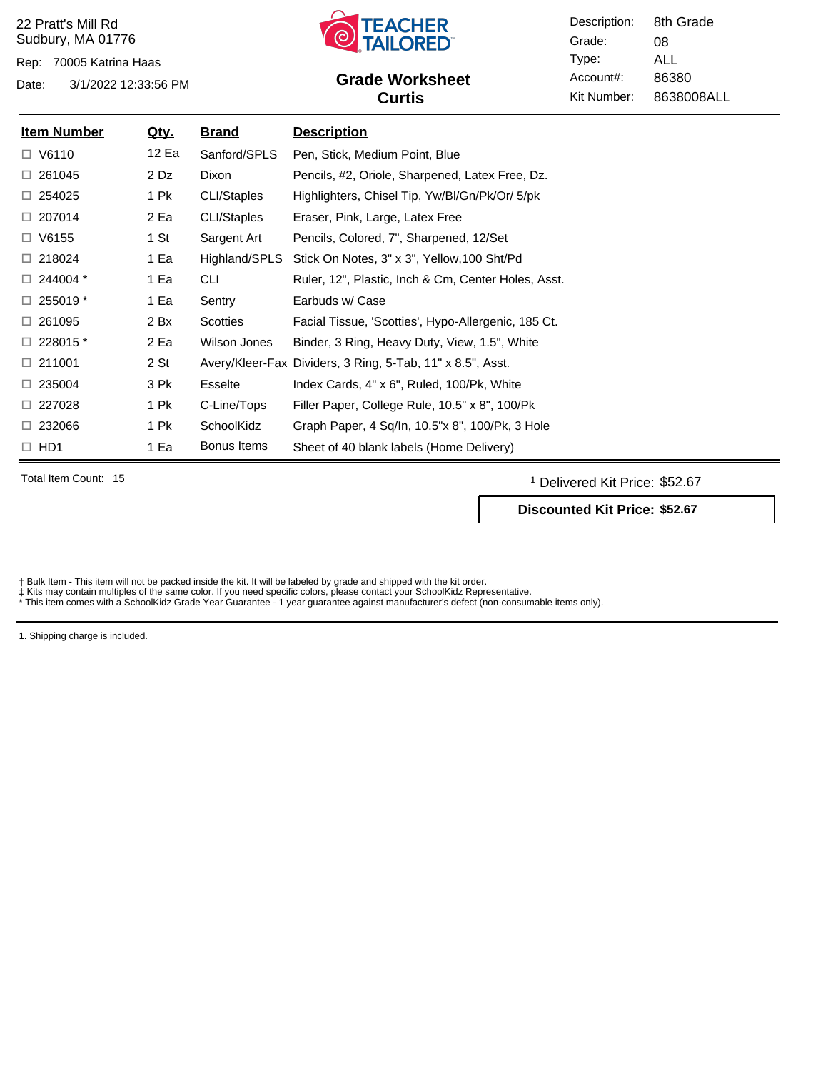22 Pratt's Mill Rd
Sudbury, MA 01776

Rep: 70005 Katrina Haas

Date: 3/1/2022 12:33:56 PM

TEACHER TAILORED

## Grade Worksheet
## Curtis

Description: 8th Grade
Grade: 08
Type: ALL
Account#: 86380
Kit Number: 8638008ALL

| Item Number | Qty. | Brand | Description |
|---|---|---|---|
| ☐ V6110 | 12 Ea | Sanford/SPLS | Pen, Stick, Medium Point, Blue |
| ☐ 261045 | 2 Dz | Dixon | Pencils, #2, Oriole, Sharpened, Latex Free, Dz. |
| ☐ 254025 | 1 Pk | CLI/Staples | Highlighters, Chisel Tip, Yw/Bl/Gn/Pk/Or/ 5/pk |
| ☐ 207014 | 2 Ea | CLI/Staples | Eraser, Pink, Large, Latex Free |
| ☐ V6155 | 1 St | Sargent Art | Pencils, Colored, 7", Sharpened, 12/Set |
| ☐ 218024 | 1 Ea | Highland/SPLS | Stick On Notes, 3" x 3", Yellow,100 Sht/Pd |
| ☐ 244004 * | 1 Ea | CLI | Ruler, 12", Plastic, Inch & Cm, Center Holes, Asst. |
| ☐ 255019 * | 1 Ea | Sentry | Earbuds w/ Case |
| ☐ 261095 | 2 Bx | Scotties | Facial Tissue, 'Scotties', Hypo-Allergenic, 185 Ct. |
| ☐ 228015 * | 2 Ea | Wilson Jones | Binder, 3 Ring, Heavy Duty, View, 1.5", White |
| ☐ 211001 | 2 St | Avery/Kleer-Fax | Dividers, 3 Ring, 5-Tab, 11" x 8.5", Asst. |
| ☐ 235004 | 3 Pk | Esselte | Index Cards, 4" x 6", Ruled, 100/Pk, White |
| ☐ 227028 | 1 Pk | C-Line/Tops | Filler Paper, College Rule, 10.5" x 8", 100/Pk |
| ☐ 232066 | 1 Pk | SchoolKidz | Graph Paper, 4 Sq/In, 10.5"x 8", 100/Pk, 3 Hole |
| ☐ HD1 | 1 Ea | Bonus Items | Sheet of 40 blank labels (Home Delivery) |

Total Item Count: 15

[1] Delivered Kit Price: $52.67

**Discounted Kit Price: $52.67**

† Bulk Item - This item will not be packed inside the kit. It will be labeled by grade and shipped with the kit order.
‡ Kits may contain multiples of the same color. If you need specific colors, please contact your SchoolKidz Representative.
* This item comes with a SchoolKidz Grade Year Guarantee - 1 year guarantee against manufacturer's defect (non-consumable items only).

1. Shipping charge is included.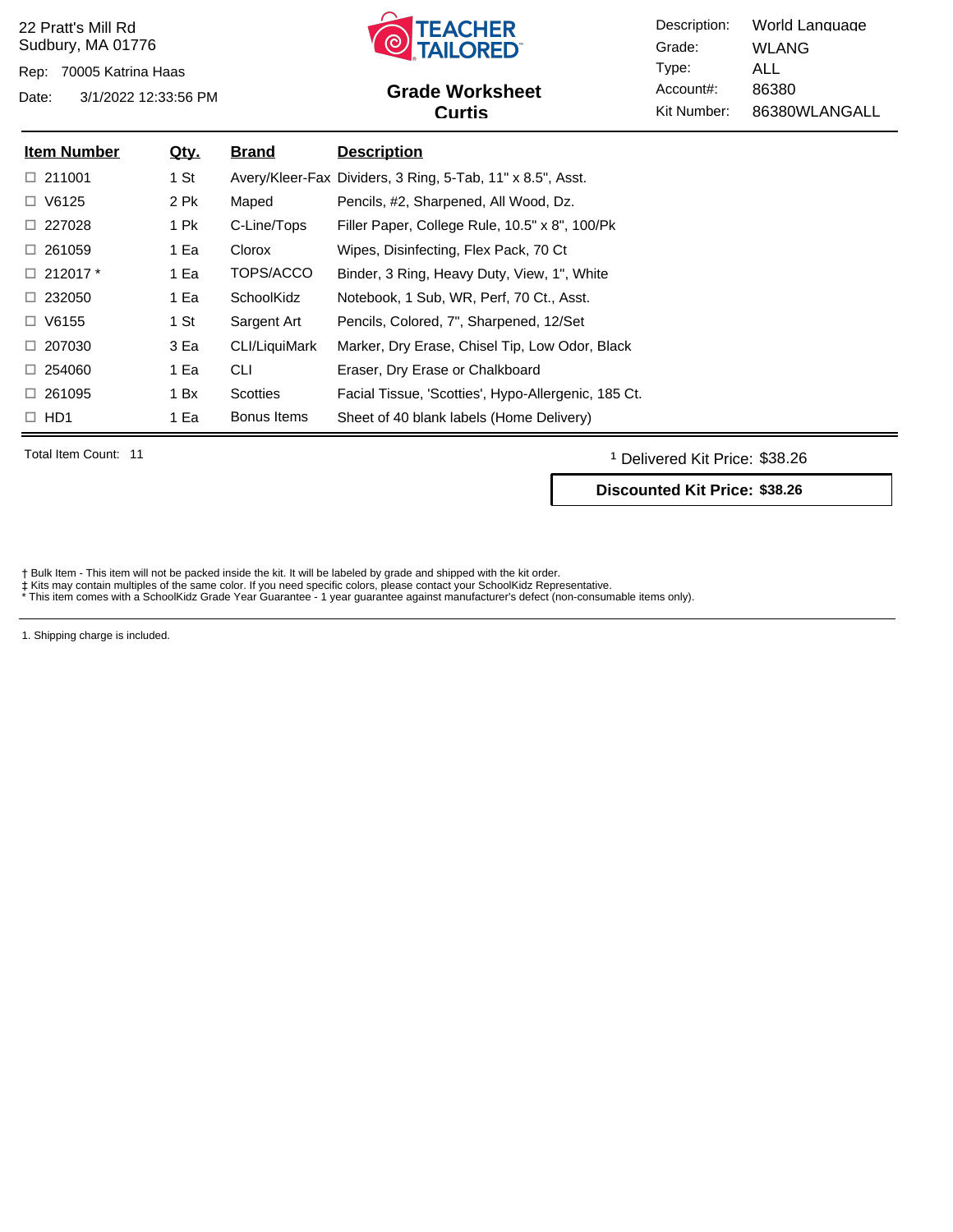22 Pratt's Mill Rd
Sudbury, MA 01776

Rep: 70005 Katrina Haas

Date: 3/1/2022 12:33:56 PM

TEACHER TAILORED

## Grade Worksheet
## Curtis

| | |
|---|---|
| Description: | World Language |
| Grade: | WLANG |
| Type: | ALL |
| Account#: | 86380 |
| Kit Number: | 86380WLANGALL |

| Item Number | Qty. | Brand | Description |
|---|---|---|---|
| ☐ 211001 | 1 St | Avery/Kleer-Fax | Dividers, 3 Ring, 5-Tab, 11" x 8.5", Asst. |
| ☐ V6125 | 2 Pk | Maped | Pencils, #2, Sharpened, All Wood, Dz. |
| ☐ 227028 | 1 Pk | C-Line/Tops | Filler Paper, College Rule, 10.5" x 8", 100/Pk |
| ☐ 261059 | 1 Ea | Clorox | Wipes, Disinfecting, Flex Pack, 70 Ct |
| ☐ 212017 * | 1 Ea | TOPS/ACCO | Binder, 3 Ring, Heavy Duty, View, 1", White |
| ☐ 232050 | 1 Ea | SchoolKidz | Notebook, 1 Sub, WR, Perf, 70 Ct., Asst. |
| ☐ V6155 | 1 St | Sargent Art | Pencils, Colored, 7", Sharpened, 12/Set |
| ☐ 207030 | 3 Ea | CLI/LiquiMark | Marker, Dry Erase, Chisel Tip, Low Odor, Black |
| ☐ 254060 | 1 Ea | CLI | Eraser, Dry Erase or Chalkboard |
| ☐ 261095 | 1 Bx | Scotties | Facial Tissue, 'Scotties', Hypo-Allergenic, 185 Ct. |
| ☐ HD1 | 1 Ea | Bonus Items | Sheet of 40 blank labels (Home Delivery) |

Total Item Count: 11

[1] Delivered Kit Price: $38.26

**Discounted Kit Price: $38.26**

† Bulk Item - This item will not be packed inside the kit. It will be labeled by grade and shipped with the kit order.
‡ Kits may contain multiples of the same color. If you need specific colors, please contact your SchoolKidz Representative.
* This item comes with a SchoolKidz Grade Year Guarantee - 1 year guarantee against manufacturer's defect (non-consumable items only).

1. Shipping charge is included.